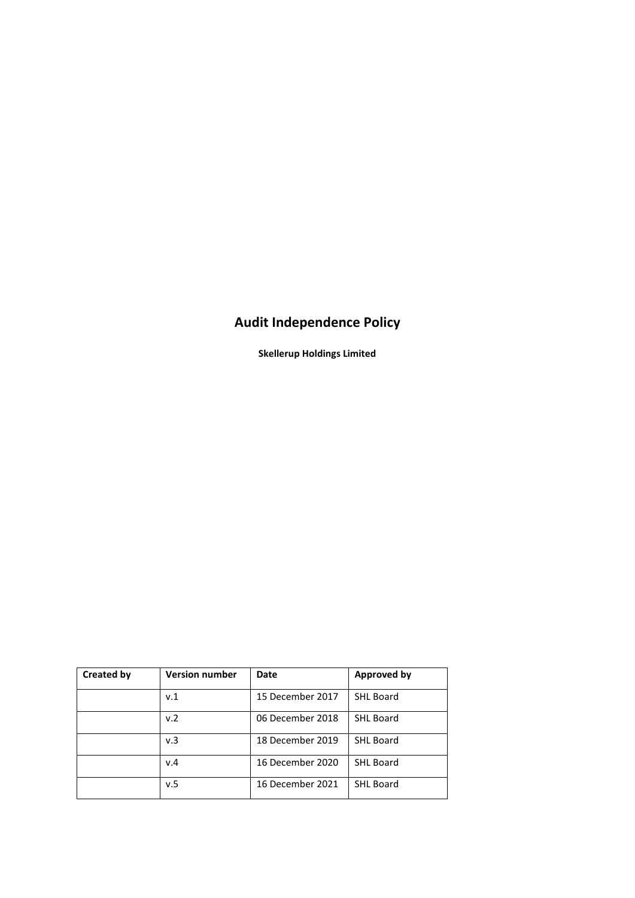# Audit Independence Policy

**Skellerup Holdings Limited**

| Created by | Version number | Date | Approved by |
|---|---|---|---|
| | v.1 | 15 December 2017 | SHL Board |
| | v.2 | 06 December 2018 | SHL Board |
| | v.3 | 18 December 2019 | SHL Board |
| | v.4 | 16 December 2020 | SHL Board |
| | v.5 | 16 December 2021 | SHL Board |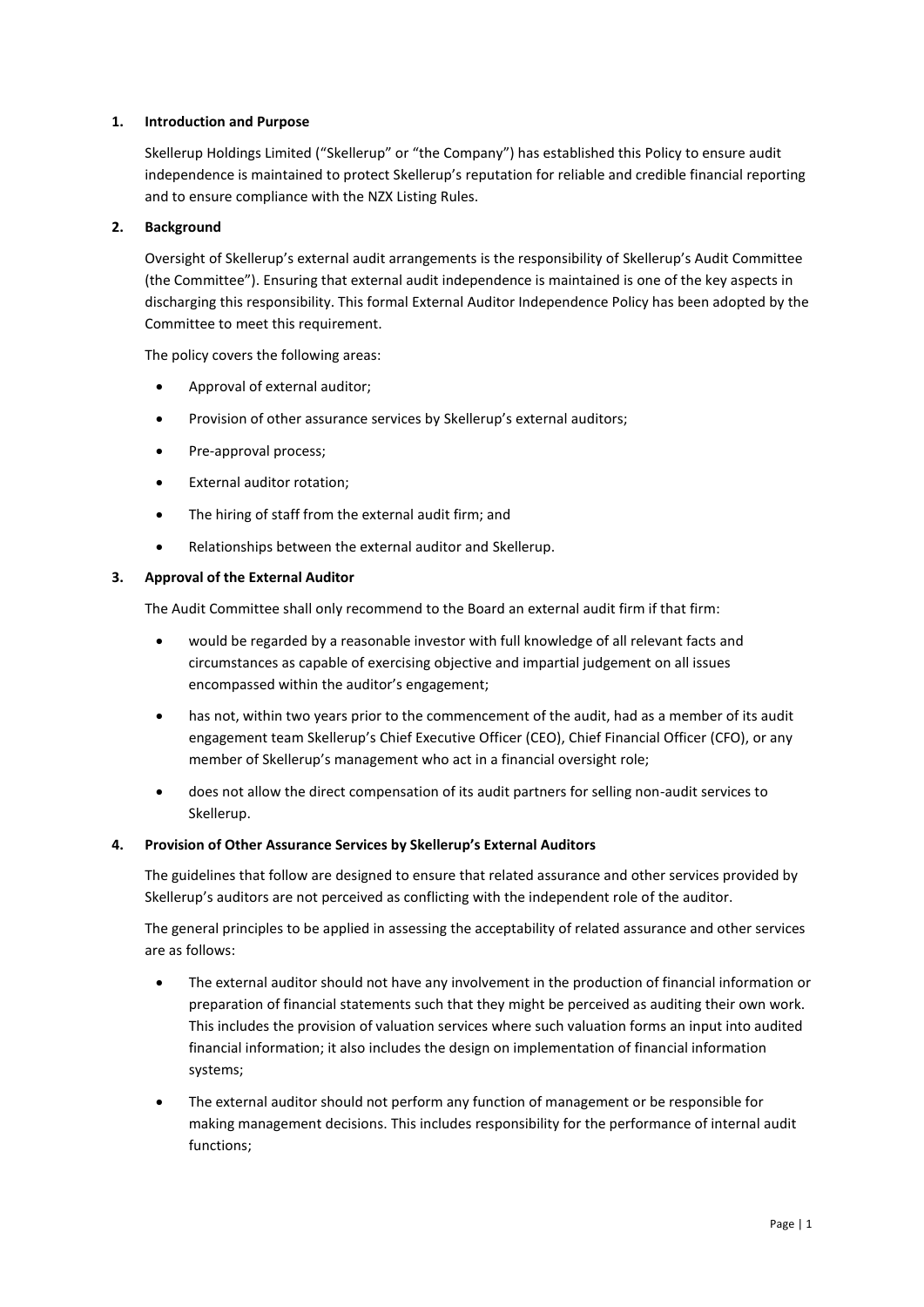## 1. Introduction and Purpose

Skellerup Holdings Limited ("Skellerup" or "the Company") has established this Policy to ensure audit independence is maintained to protect Skellerup's reputation for reliable and credible financial reporting and to ensure compliance with the NZX Listing Rules.

## 2. Background

Oversight of Skellerup's external audit arrangements is the responsibility of Skellerup's Audit Committee (the Committee"). Ensuring that external audit independence is maintained is one of the key aspects in discharging this responsibility. This formal External Auditor Independence Policy has been adopted by the Committee to meet this requirement.

The policy covers the following areas:

- Approval of external auditor;
- Provision of other assurance services by Skellerup's external auditors;
- Pre-approval process;
- External auditor rotation;
- The hiring of staff from the external audit firm; and
- Relationships between the external auditor and Skellerup.

## 3. Approval of the External Auditor

The Audit Committee shall only recommend to the Board an external audit firm if that firm:

- would be regarded by a reasonable investor with full knowledge of all relevant facts and circumstances as capable of exercising objective and impartial judgement on all issues encompassed within the auditor's engagement;
- has not, within two years prior to the commencement of the audit, had as a member of its audit engagement team Skellerup's Chief Executive Officer (CEO), Chief Financial Officer (CFO), or any member of Skellerup's management who act in a financial oversight role;
- does not allow the direct compensation of its audit partners for selling non-audit services to Skellerup.

## 4. Provision of Other Assurance Services by Skellerup's External Auditors

The guidelines that follow are designed to ensure that related assurance and other services provided by Skellerup's auditors are not perceived as conflicting with the independent role of the auditor.

The general principles to be applied in assessing the acceptability of related assurance and other services are as follows:

- The external auditor should not have any involvement in the production of financial information or preparation of financial statements such that they might be perceived as auditing their own work. This includes the provision of valuation services where such valuation forms an input into audited financial information; it also includes the design on implementation of financial information systems;
- The external auditor should not perform any function of management or be responsible for making management decisions. This includes responsibility for the performance of internal audit functions;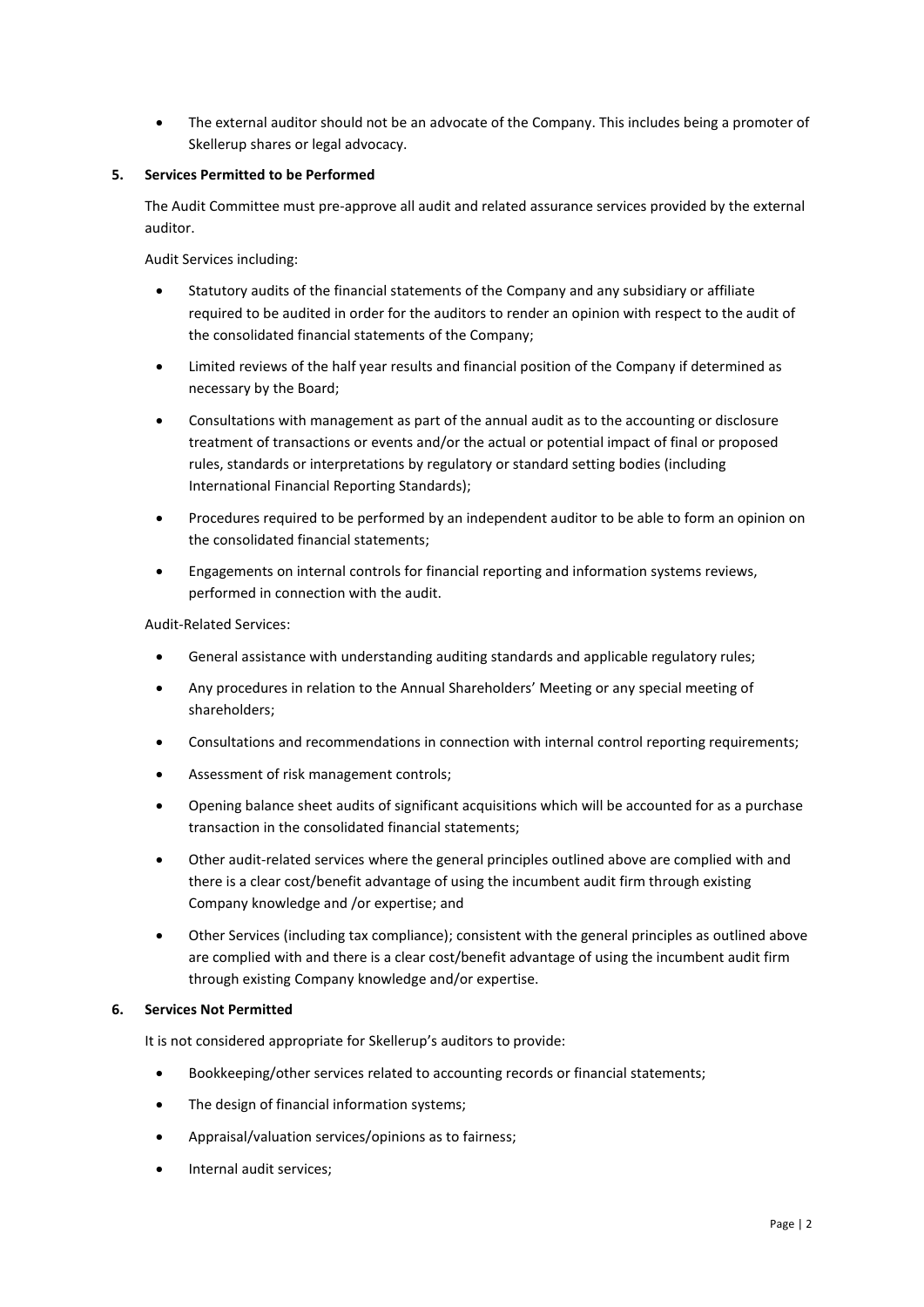- The external auditor should not be an advocate of the Company. This includes being a promoter of Skellerup shares or legal advocacy.

## 5. Services Permitted to be Performed

The Audit Committee must pre-approve all audit and related assurance services provided by the external auditor.

Audit Services including:

- Statutory audits of the financial statements of the Company and any subsidiary or affiliate required to be audited in order for the auditors to render an opinion with respect to the audit of the consolidated financial statements of the Company;
- Limited reviews of the half year results and financial position of the Company if determined as necessary by the Board;
- Consultations with management as part of the annual audit as to the accounting or disclosure treatment of transactions or events and/or the actual or potential impact of final or proposed rules, standards or interpretations by regulatory or standard setting bodies (including International Financial Reporting Standards);
- Procedures required to be performed by an independent auditor to be able to form an opinion on the consolidated financial statements;
- Engagements on internal controls for financial reporting and information systems reviews, performed in connection with the audit.

Audit-Related Services:

- General assistance with understanding auditing standards and applicable regulatory rules;
- Any procedures in relation to the Annual Shareholders' Meeting or any special meeting of shareholders;
- Consultations and recommendations in connection with internal control reporting requirements;
- Assessment of risk management controls;
- Opening balance sheet audits of significant acquisitions which will be accounted for as a purchase transaction in the consolidated financial statements;
- Other audit-related services where the general principles outlined above are complied with and there is a clear cost/benefit advantage of using the incumbent audit firm through existing Company knowledge and /or expertise; and
- Other Services (including tax compliance); consistent with the general principles as outlined above are complied with and there is a clear cost/benefit advantage of using the incumbent audit firm through existing Company knowledge and/or expertise.

## 6. Services Not Permitted

It is not considered appropriate for Skellerup's auditors to provide:

- Bookkeeping/other services related to accounting records or financial statements;
- The design of financial information systems;
- Appraisal/valuation services/opinions as to fairness;
- Internal audit services;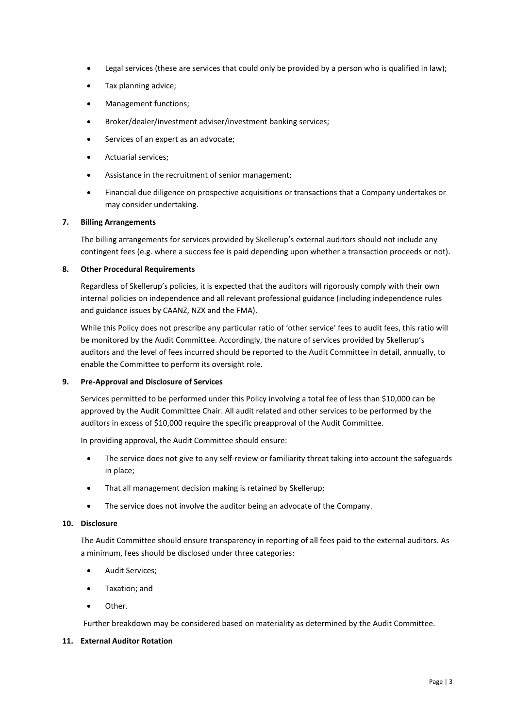- Legal services (these are services that could only be provided by a person who is qualified in law);
- Tax planning advice;
- Management functions;
- Broker/dealer/investment adviser/investment banking services;
- Services of an expert as an advocate;
- Actuarial services;
- Assistance in the recruitment of senior management;
- Financial due diligence on prospective acquisitions or transactions that a Company undertakes or may consider undertaking.

**7. Billing Arrangements**

The billing arrangements for services provided by Skellerup's external auditors should not include any contingent fees (e.g. where a success fee is paid depending upon whether a transaction proceeds or not).

**8. Other Procedural Requirements**

Regardless of Skellerup's policies, it is expected that the auditors will rigorously comply with their own internal policies on independence and all relevant professional guidance (including independence rules and guidance issues by CAANZ, NZX and the FMA).

While this Policy does not prescribe any particular ratio of 'other service' fees to audit fees, this ratio will be monitored by the Audit Committee. Accordingly, the nature of services provided by Skellerup's auditors and the level of fees incurred should be reported to the Audit Committee in detail, annually, to enable the Committee to perform its oversight role.

**9. Pre-Approval and Disclosure of Services**

Services permitted to be performed under this Policy involving a total fee of less than $10,000 can be approved by the Audit Committee Chair. All audit related and other services to be performed by the auditors in excess of $10,000 require the specific preapproval of the Audit Committee.

In providing approval, the Audit Committee should ensure:

- The service does not give to any self-review or familiarity threat taking into account the safeguards in place;
- That all management decision making is retained by Skellerup;
- The service does not involve the auditor being an advocate of the Company.

**10. Disclosure**

The Audit Committee should ensure transparency in reporting of all fees paid to the external auditors. As a minimum, fees should be disclosed under three categories:

- Audit Services;
- Taxation; and
- Other.

Further breakdown may be considered based on materiality as determined by the Audit Committee.

**11. External Auditor Rotation**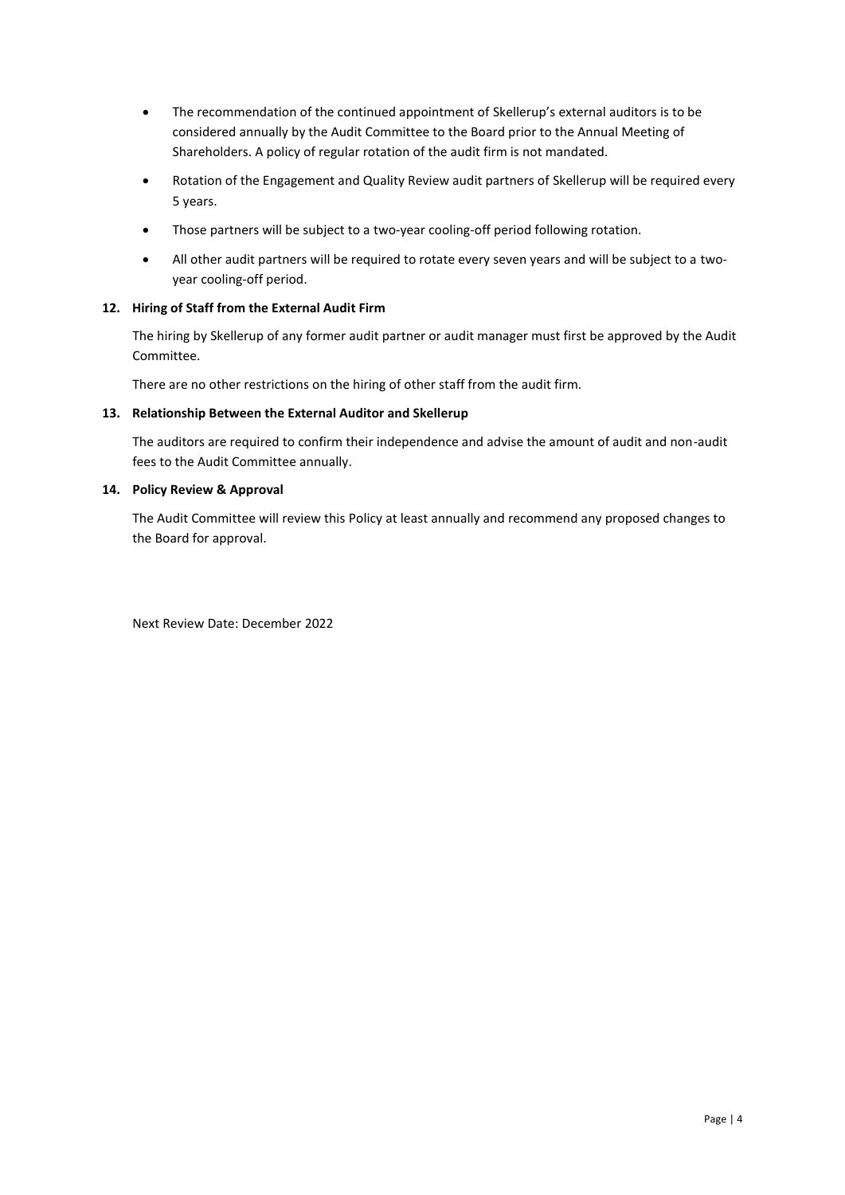- The recommendation of the continued appointment of Skellerup's external auditors is to be considered annually by the Audit Committee to the Board prior to the Annual Meeting of Shareholders. A policy of regular rotation of the audit firm is not mandated.
- Rotation of the Engagement and Quality Review audit partners of Skellerup will be required every 5 years.
- Those partners will be subject to a two-year cooling-off period following rotation.
- All other audit partners will be required to rotate every seven years and will be subject to a two-year cooling-off period.

**12. Hiring of Staff from the External Audit Firm**

The hiring by Skellerup of any former audit partner or audit manager must first be approved by the Audit Committee.

There are no other restrictions on the hiring of other staff from the audit firm.

**13. Relationship Between the External Auditor and Skellerup**

The auditors are required to confirm their independence and advise the amount of audit and non-audit fees to the Audit Committee annually.

**14. Policy Review & Approval**

The Audit Committee will review this Policy at least annually and recommend any proposed changes to the Board for approval.

Next Review Date: December 2022